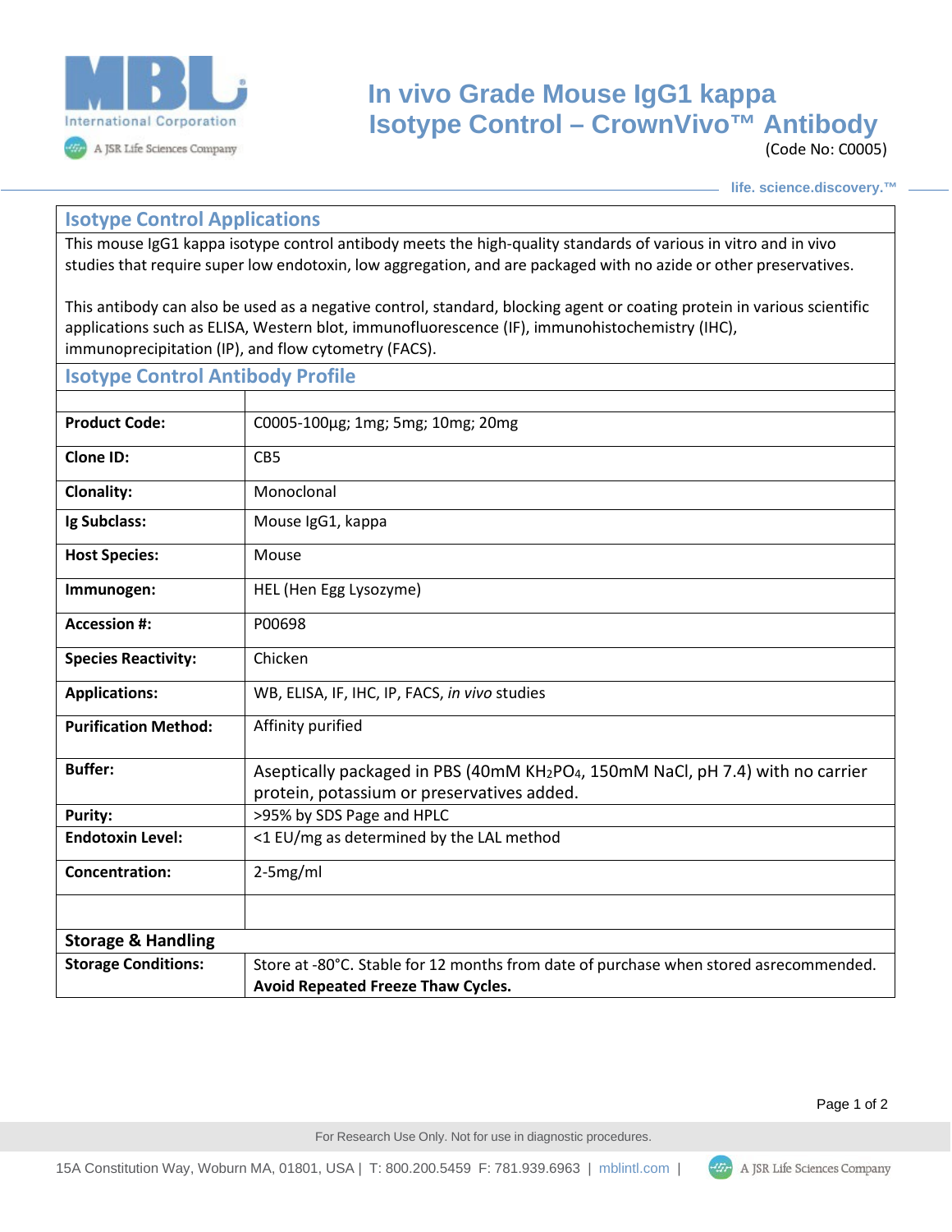# In vivo Grade Mouse IgG1 kappa Isotype Control – CrownVivo™ Antibody

(Code No: C0005)

life. science.discovery.™

## Isotype Control Applications

This mouse IgG1 kappa isotype control antibody meets the high-quality standards of various in vitro and in vivo studies that require super low endotoxin, low aggregation, and are packaged with no azide or other preservatives.

This antibody can also be used as a negative control, standard, blocking agent or coating protein in various scientific applications such as ELISA, Western blot, immunofluorescence (IF), immunohistochemistry (IHC), immunoprecipitation (IP), and flow cytometry (FACS).

## Isotype Control Antibody Profile

| | |
|---|---|
| **Product Code:** | C0005-100µg; 1mg; 5mg; 10mg; 20mg |
| **Clone ID:** | CB5 |
| **Clonality:** | Monoclonal |
| **Ig Subclass:** | Mouse IgG1, kappa |
| **Host Species:** | Mouse |
| **Immunogen:** | HEL (Hen Egg Lysozyme) |
| **Accession #:** | P00698 |
| **Species Reactivity:** | Chicken |
| **Applications:** | WB, ELISA, IF, IHC, IP, FACS, *in vivo* studies |
| **Purification Method:** | Affinity purified |
| **Buffer:** | Aseptically packaged in PBS (40mM $KH_2PO_4$, 150mM NaCl, pH 7.4) with no carrier protein, potassium or preservatives added. |
| **Purity:** | >95% by SDS Page and HPLC |
| **Endotoxin Level:** | <1 EU/mg as determined by the LAL method |
| **Concentration:** | 2-5mg/ml |
| | |

## Storage & Handling

| | |
|---|---|
| **Storage Conditions:** | Store at -80°C. Stable for 12 months from date of purchase when stored asrecommended. **Avoid Repeated Freeze Thaw Cycles.** |

For Research Use Only. Not for use in diagnostic procedures.

15A Constitution Way, Woburn MA, 01801, USA | T: 800.200.5459 F: 781.939.6963 | mblintl.com | A JSR Life Sciences Company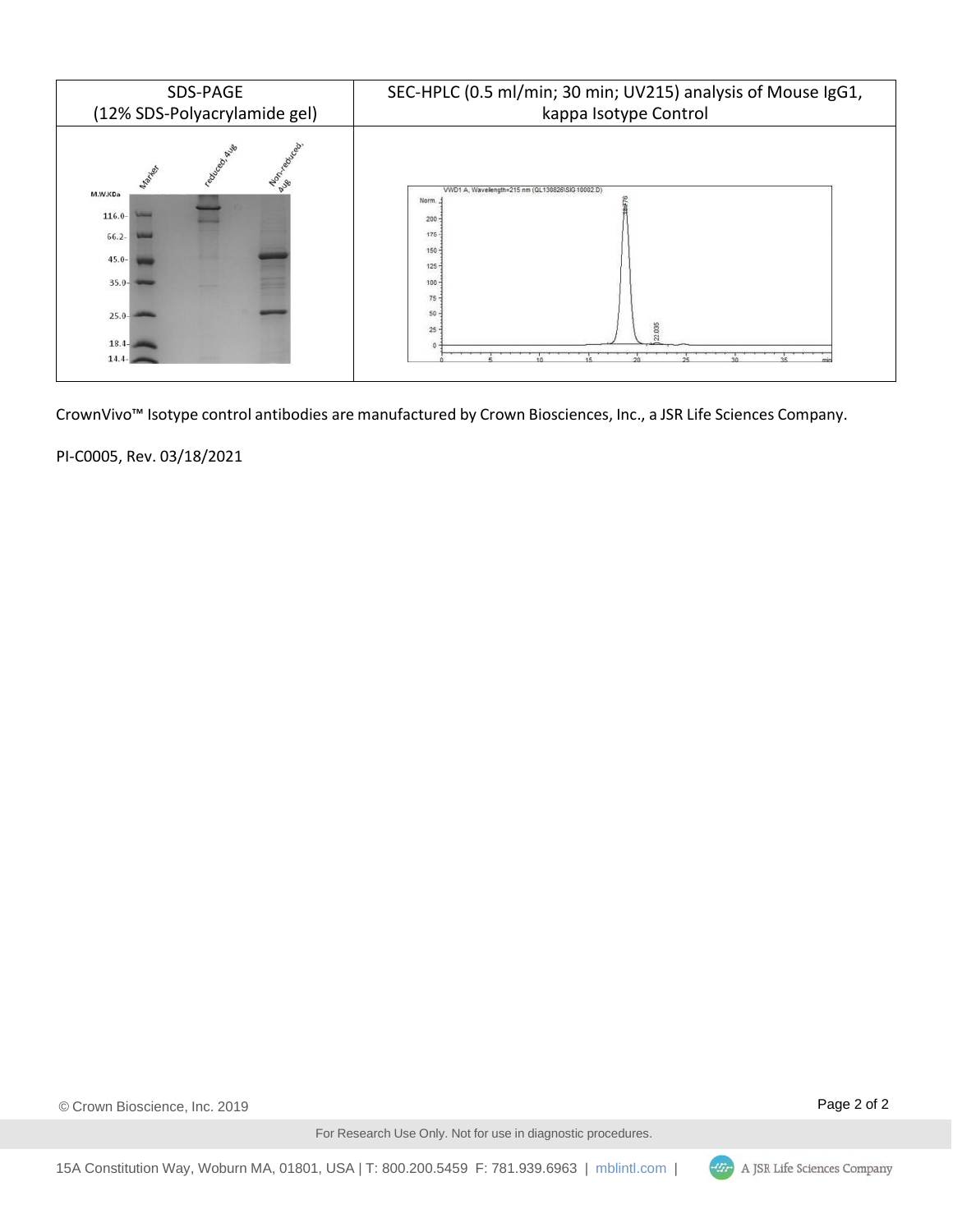| SDS-PAGE (12% SDS-Polyacrylamide gel) | SEC-HPLC (0.5 ml/min; 30 min; UV215) analysis of Mouse IgG1, kappa Isotype Control |
| --- | --- |
| Marker; reduced, 4ug; Non-reduced, 4ug; M.W.KDa; 116.0; 66.2; 45.0; 35.0; 25.0; 18.4; 14.4 | VWD1 A, Wavelength=215 nm (QL130826\SIG10002.D); Norm.; 200; 175; 150; 125; 100; 75; 50; 25; 0; 18.776; 22.035; 0; 5; 10; 15; 20; 25; 30; 35; min |

CrownVivo™ Isotype control antibodies are manufactured by Crown Biosciences, Inc., a JSR Life Sciences Company.

PI-C0005, Rev. 03/18/2021

© Crown Bioscience, Inc. 2019

For Research Use Only. Not for use in diagnostic procedures.

15A Constitution Way, Woburn MA, 01801, USA | T: 800.200.5459 F: 781.939.6963 | mblintl.com | A JSR Life Sciences Company